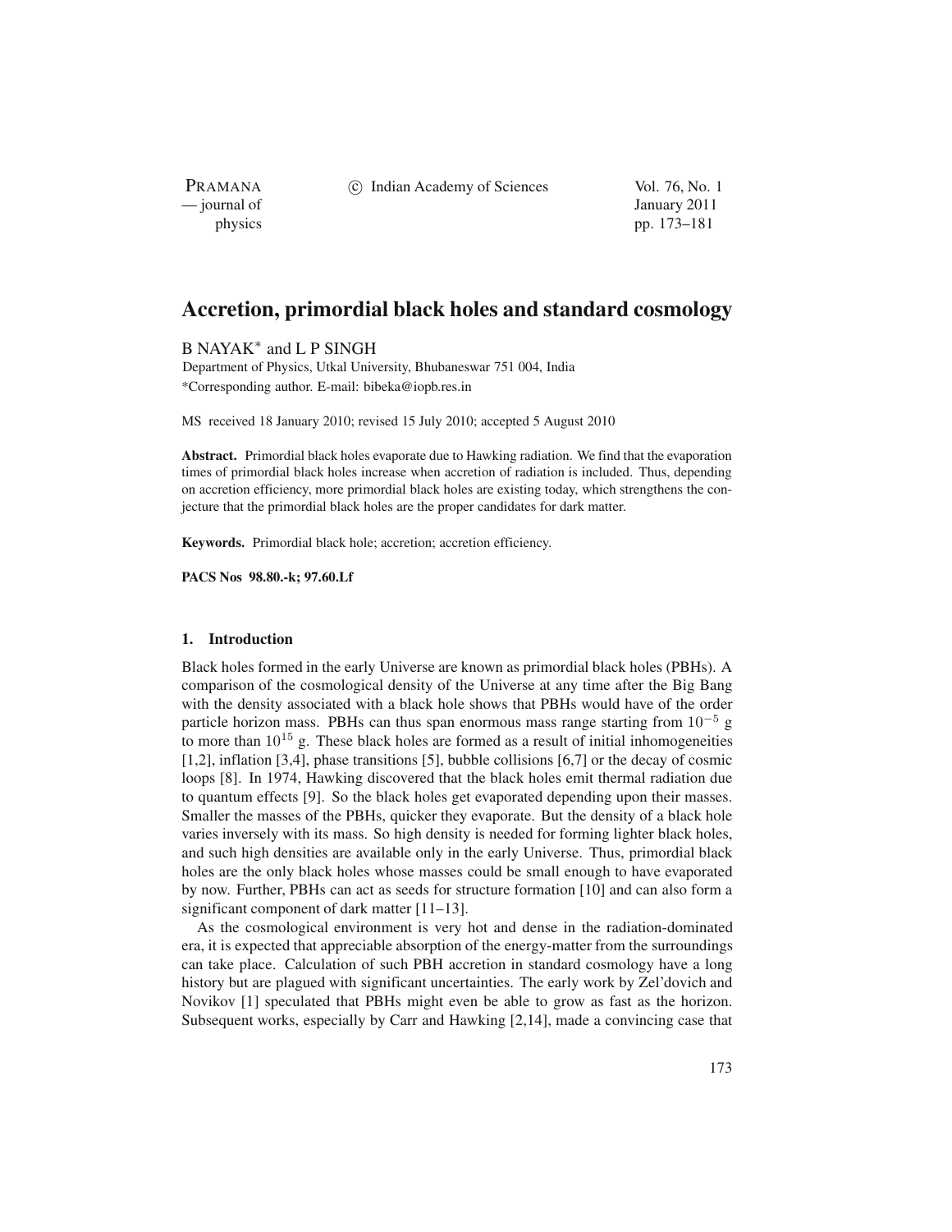# Accretion, primordial black holes and standard cosmology

B NAYAK* and L P SINGH

Department of Physics, Utkal University, Bhubaneswar 751 004, India

*Corresponding author. E-mail: bibeka@iopb.res.in

MS received 18 January 2010; revised 15 July 2010; accepted 5 August 2010

**Abstract.** Primordial black holes evaporate due to Hawking radiation. We find that the evaporation times of primordial black holes increase when accretion of radiation is included. Thus, depending on accretion efficiency, more primordial black holes are existing today, which strengthens the conjecture that the primordial black holes are the proper candidates for dark matter.

**Keywords.** Primordial black hole; accretion; accretion efficiency.

**PACS Nos** 98.80.-k; 97.60.Lf

## 1. Introduction

Black holes formed in the early Universe are known as primordial black holes (PBHs). A comparison of the cosmological density of the Universe at any time after the Big Bang with the density associated with a black hole shows that PBHs would have of the order particle horizon mass. PBHs can thus span enormous mass range starting from $10^{-5}$ g to more than $10^{15}$ g. These black holes are formed as a result of initial inhomogeneities [1,2], inflation [3,4], phase transitions [5], bubble collisions [6,7] or the decay of cosmic loops [8]. In 1974, Hawking discovered that the black holes emit thermal radiation due to quantum effects [9]. So the black holes get evaporated depending upon their masses. Smaller the masses of the PBHs, quicker they evaporate. But the density of a black hole varies inversely with its mass. So high density is needed for forming lighter black holes, and such high densities are available only in the early Universe. Thus, primordial black holes are the only black holes whose masses could be small enough to have evaporated by now. Further, PBHs can act as seeds for structure formation [10] and can also form a significant component of dark matter [11–13].

As the cosmological environment is very hot and dense in the radiation-dominated era, it is expected that appreciable absorption of the energy-matter from the surroundings can take place. Calculation of such PBH accretion in standard cosmology have a long history but are plagued with significant uncertainties. The early work by Zel'dovich and Novikov [1] speculated that PBHs might even be able to grow as fast as the horizon. Subsequent works, especially by Carr and Hawking [2,14], made a convincing case that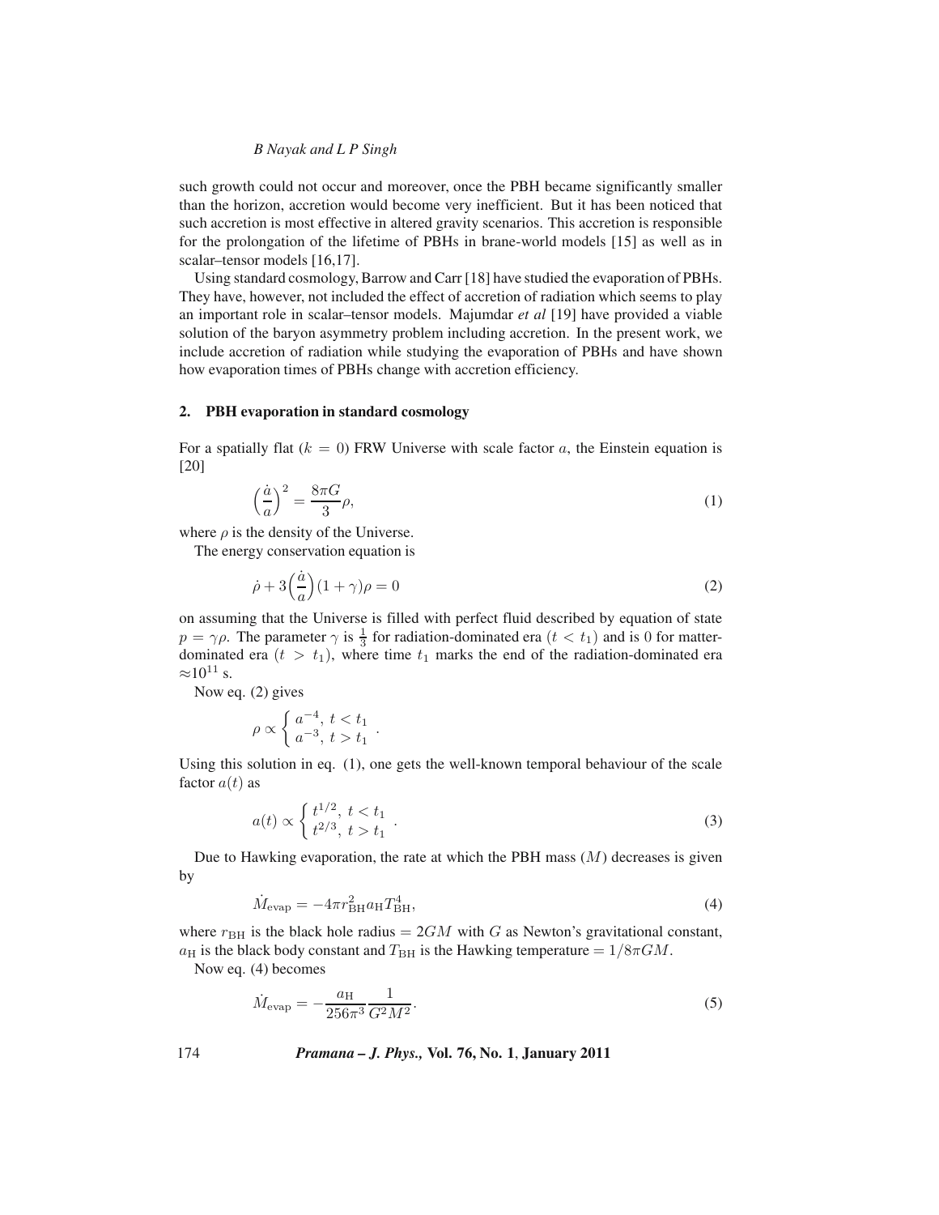such growth could not occur and moreover, once the PBH became significantly smaller than the horizon, accretion would become very inefficient. But it has been noticed that such accretion is most effective in altered gravity scenarios. This accretion is responsible for the prolongation of the lifetime of PBHs in brane-world models [15] as well as in scalar–tensor models [16,17].

Using standard cosmology, Barrow and Carr [18] have studied the evaporation of PBHs. They have, however, not included the effect of accretion of radiation which seems to play an important role in scalar–tensor models. Majumdar *et al* [19] have provided a viable solution of the baryon asymmetry problem including accretion. In the present work, we include accretion of radiation while studying the evaporation of PBHs and have shown how evaporation times of PBHs change with accretion efficiency.

## 2. PBH evaporation in standard cosmology

For a spatially flat ($k = 0$) FRW Universe with scale factor $a$, the Einstein equation is [20]

$$\left(\frac{\dot{a}}{a}\right)^2 = \frac{8\pi G}{3}\rho, \tag{1}$$

where $\rho$ is the density of the Universe.

The energy conservation equation is

$$\dot{\rho} + 3\left(\frac{\dot{a}}{a}\right)(1+\gamma)\rho = 0 \tag{2}$$

on assuming that the Universe is filled with perfect fluid described by equation of state $p = \gamma\rho$. The parameter $\gamma$ is $\frac{1}{3}$ for radiation-dominated era ($t < t_1$) and is 0 for matter-dominated era ($t > t_1$), where time $t_1$ marks the end of the radiation-dominated era $\approx 10^{11}$ s.

Now eq. (2) gives

$$\rho \propto \begin{cases} a^{-4}, \; t < t_1 \\ a^{-3}, \; t > t_1 \end{cases}.$$

Using this solution in eq. (1), one gets the well-known temporal behaviour of the scale factor $a(t)$ as

$$a(t) \propto \begin{cases} t^{1/2}, \; t < t_1 \\ t^{2/3}, \; t > t_1 \end{cases}. \tag{3}$$

Due to Hawking evaporation, the rate at which the PBH mass ($M$) decreases is given by

$$\dot{M}_{\rm evap} = -4\pi r_{\rm BH}^2 a_{\rm H} T_{\rm BH}^4, \tag{4}$$

where $r_{\rm BH}$ is the black hole radius $= 2GM$ with $G$ as Newton's gravitational constant, $a_{\rm H}$ is the black body constant and $T_{\rm BH}$ is the Hawking temperature $= 1/8\pi GM$.

Now eq. (4) becomes

$$\dot{M}_{\rm evap} = -\frac{a_{\rm H}}{256\pi^3}\frac{1}{G^2M^2}. \tag{5}$$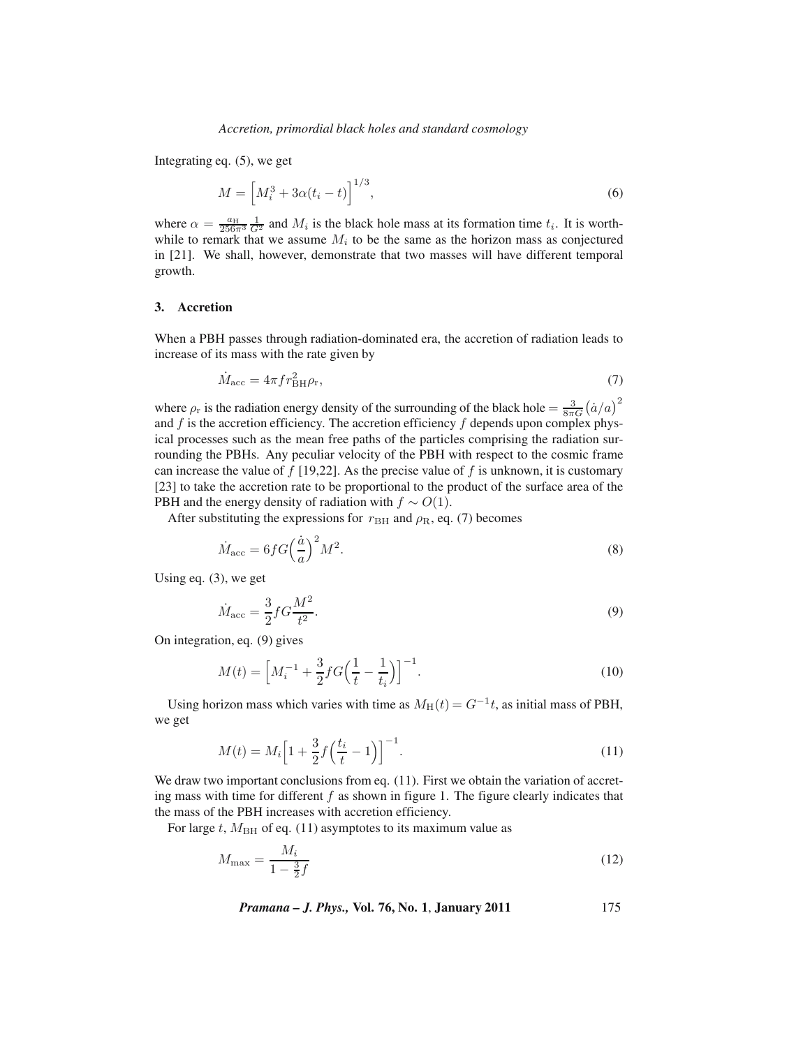Integrating eq. (5), we get

$$M = \Big[M_i^3 + 3\alpha(t_i - t)\Big]^{1/3}, \tag{6}$$

where $\alpha = \frac{a_{\rm H}}{256\pi^3}\frac{1}{G^2}$ and $M_i$ is the black hole mass at its formation time $t_i$. It is worthwhile to remark that we assume $M_i$ to be the same as the horizon mass as conjectured in [21]. We shall, however, demonstrate that two masses will have different temporal growth.

### 3. Accretion

When a PBH passes through radiation-dominated era, the accretion of radiation leads to increase of its mass with the rate given by

$$\dot{M}_{\rm acc} = 4\pi f r_{\rm BH}^2 \rho_{\rm r}, \tag{7}$$

where $\rho_{\rm r}$ is the radiation energy density of the surrounding of the black hole $= \frac{3}{8\pi G}\left(\dot{a}/a\right)^2$ and $f$ is the accretion efficiency. The accretion efficiency $f$ depends upon complex physical processes such as the mean free paths of the particles comprising the radiation surrounding the PBHs. Any peculiar velocity of the PBH with respect to the cosmic frame can increase the value of $f$ [19,22]. As the precise value of $f$ is unknown, it is customary [23] to take the accretion rate to be proportional to the product of the surface area of the PBH and the energy density of radiation with $f \sim O(1)$.

After substituting the expressions for $r_{\rm BH}$ and $\rho_{\rm R}$, eq. (7) becomes

$$\dot{M}_{\rm acc} = 6fG\Big(\frac{\dot{a}}{a}\Big)^2 M^2. \tag{8}$$

Using eq. (3), we get

$$\dot{M}_{\rm acc} = \frac{3}{2}fG\frac{M^2}{t^2}. \tag{9}$$

On integration, eq. (9) gives

$$M(t) = \Big[M_i^{-1} + \frac{3}{2}fG\Big(\frac{1}{t} - \frac{1}{t_i}\Big)\Big]^{-1}. \tag{10}$$

Using horizon mass which varies with time as $M_{\rm H}(t) = G^{-1}t$, as initial mass of PBH, we get

$$M(t) = M_i\Big[1 + \frac{3}{2}f\Big(\frac{t_i}{t} - 1\Big)\Big]^{-1}. \tag{11}$$

We draw two important conclusions from eq. (11). First we obtain the variation of accreting mass with time for different $f$ as shown in figure 1. The figure clearly indicates that the mass of the PBH increases with accretion efficiency.

For large $t$, $M_{\rm BH}$ of eq. (11) asymptotes to its maximum value as

$$M_{\rm max} = \frac{M_i}{1 - \frac{3}{2}f} \tag{12}$$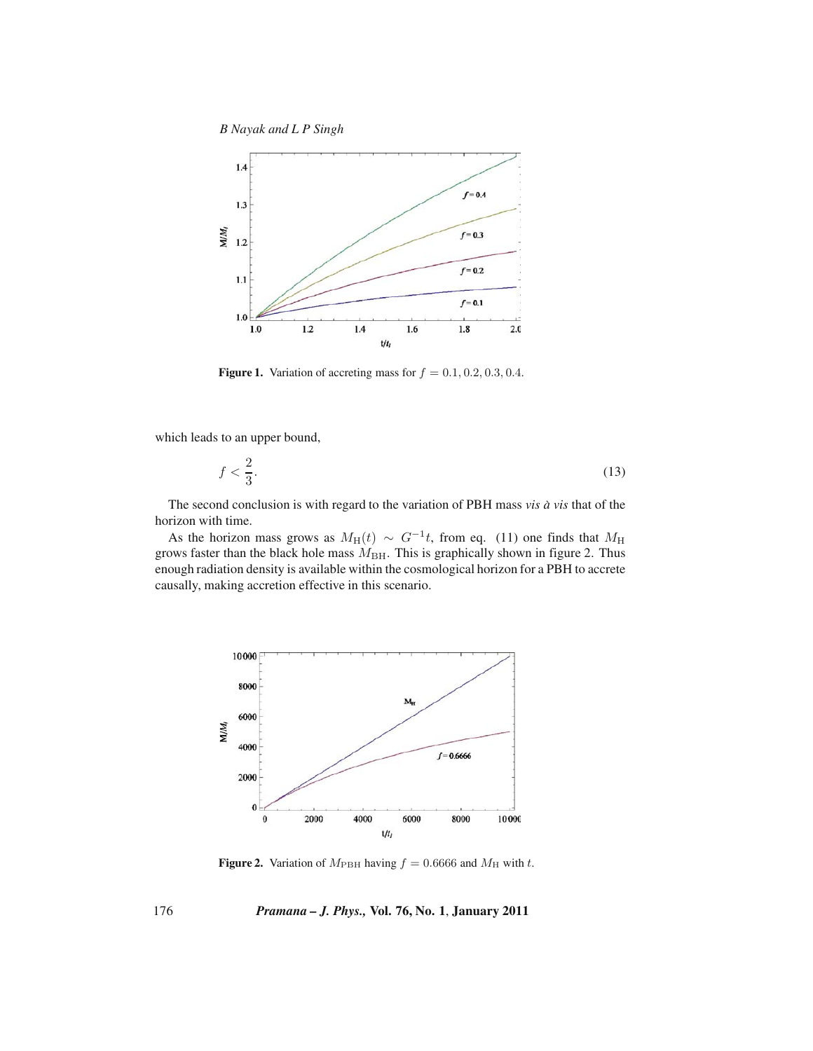**Figure 1.** Variation of accreting mass for $f = 0.1, 0.2, 0.3, 0.4$.

which leads to an upper bound,

$$f < \frac{2}{3}. \tag{13}$$

The second conclusion is with regard to the variation of PBH mass *vis à vis* that of the horizon with time.

As the horizon mass grows as $M_{\mathrm{H}}(t) \sim G^{-1}t$, from eq. (11) one finds that $M_{\mathrm{H}}$ grows faster than the black hole mass $M_{\mathrm{BH}}$. This is graphically shown in figure 2. Thus enough radiation density is available within the cosmological horizon for a PBH to accrete causally, making accretion effective in this scenario.

**Figure 2.** Variation of $M_{\mathrm{PBH}}$ having $f = 0.6666$ and $M_{\mathrm{H}}$ with $t$.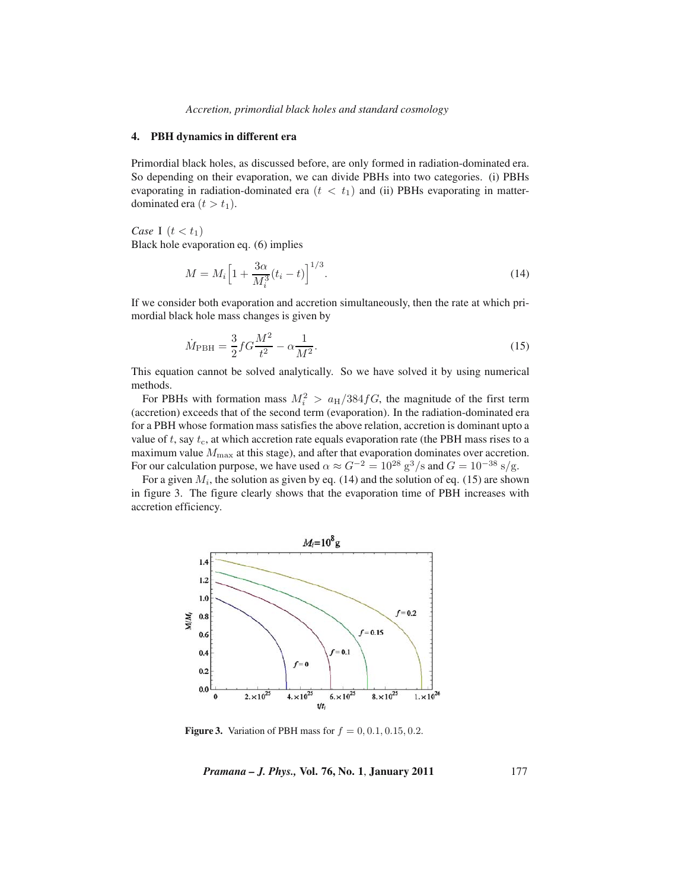## 4. PBH dynamics in different era

Primordial black holes, as discussed before, are only formed in radiation-dominated era. So depending on their evaporation, we can divide PBHs into two categories. (i) PBHs evaporating in radiation-dominated era ($t < t_1$) and (ii) PBHs evaporating in matter-dominated era ($t > t_1$).

*Case* I ($t < t_1$)
Black hole evaporation eq. (6) implies

$$M = M_i \Big[1 + \frac{3\alpha}{M_i^3}(t_i - t)\Big]^{1/3}. \tag{14}$$

If we consider both evaporation and accretion simultaneously, then the rate at which primordial black hole mass changes is given by

$$\dot{M}_{\rm PBH} = \frac{3}{2} f G \frac{M^2}{t^2} - \alpha \frac{1}{M^2}. \tag{15}$$

This equation cannot be solved analytically. So we have solved it by using numerical methods.

For PBHs with formation mass $M_i^2 > a_{\rm H}/384 f G$, the magnitude of the first term (accretion) exceeds that of the second term (evaporation). In the radiation-dominated era for a PBH whose formation mass satisfies the above relation, accretion is dominant upto a value of $t$, say $t_{\rm c}$, at which accretion rate equals evaporation rate (the PBH mass rises to a maximum value $M_{\rm max}$ at this stage), and after that evaporation dominates over accretion. For our calculation purpose, we have used $\alpha \approx G^{-2} = 10^{28}$ g$^3$/s and $G = 10^{-38}$ s/g.

For a given $M_i$, the solution as given by eq. (14) and the solution of eq. (15) are shown in figure 3. The figure clearly shows that the evaporation time of PBH increases with accretion efficiency.

**Figure 3.** Variation of PBH mass for $f = 0, 0.1, 0.15, 0.2$.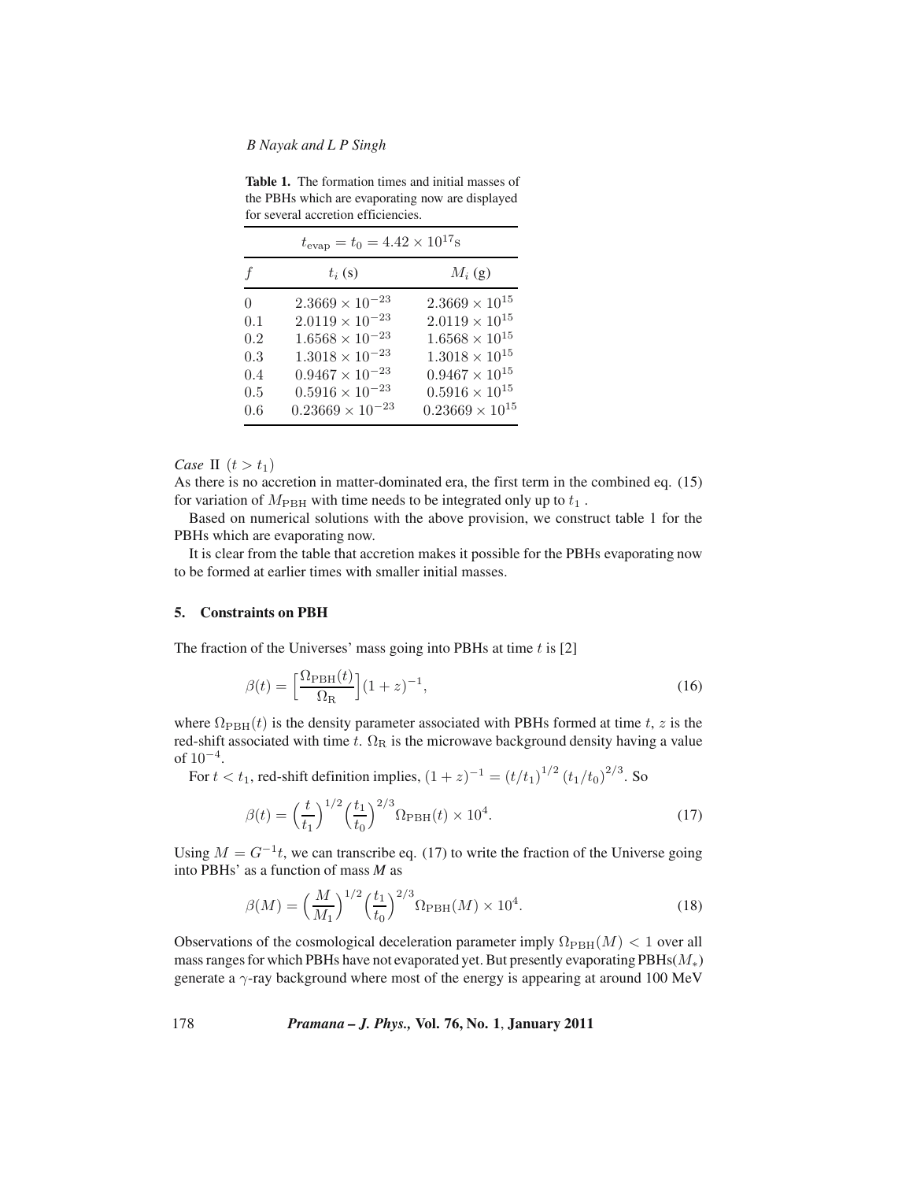**Table 1.** The formation times and initial masses of the PBHs which are evaporating now are displayed for several accretion efficiencies.

| $t_{\mathrm{evap}} = t_0 = 4.42 \times 10^{17}$s | | |
|---|---|---|
| $f$ | $t_i$ (s) | $M_i$ (g) |
| 0 | $2.3669 \times 10^{-23}$ | $2.3669 \times 10^{15}$ |
| 0.1 | $2.0119 \times 10^{-23}$ | $2.0119 \times 10^{15}$ |
| 0.2 | $1.6568 \times 10^{-23}$ | $1.6568 \times 10^{15}$ |
| 0.3 | $1.3018 \times 10^{-23}$ | $1.3018 \times 10^{15}$ |
| 0.4 | $0.9467 \times 10^{-23}$ | $0.9467 \times 10^{15}$ |
| 0.5 | $0.5916 \times 10^{-23}$ | $0.5916 \times 10^{15}$ |
| 0.6 | $0.23669 \times 10^{-23}$ | $0.23669 \times 10^{15}$ |

*Case* II $(t > t_1)$

As there is no accretion in matter-dominated era, the first term in the combined eq. (15) for variation of $M_{\mathrm{PBH}}$ with time needs to be integrated only up to $t_1$.

Based on numerical solutions with the above provision, we construct table 1 for the PBHs which are evaporating now.

It is clear from the table that accretion makes it possible for the PBHs evaporating now to be formed at earlier times with smaller initial masses.

## 5. Constraints on PBH

The fraction of the Universes' mass going into PBHs at time $t$ is [2]

$$\beta(t) = \Big[\frac{\Omega_{\mathrm{PBH}}(t)}{\Omega_{\mathrm{R}}}\Big](1+z)^{-1}, \tag{16}$$

where $\Omega_{\mathrm{PBH}}(t)$ is the density parameter associated with PBHs formed at time $t$, $z$ is the red-shift associated with time $t$. $\Omega_{\mathrm{R}}$ is the microwave background density having a value of $10^{-4}$.

For $t < t_1$, red-shift definition implies, $(1+z)^{-1} = (t/t_1)^{1/2} (t_1/t_0)^{2/3}$. So

$$\beta(t) = \Big(\frac{t}{t_1}\Big)^{1/2}\Big(\frac{t_1}{t_0}\Big)^{2/3}\Omega_{\mathrm{PBH}}(t) \times 10^4. \tag{17}$$

Using $M = G^{-1}t$, we can transcribe eq. (17) to write the fraction of the Universe going into PBHs' as a function of mass *M* as

$$\beta(M) = \Big(\frac{M}{M_1}\Big)^{1/2}\Big(\frac{t_1}{t_0}\Big)^{2/3}\Omega_{\mathrm{PBH}}(M) \times 10^4. \tag{18}$$

Observations of the cosmological deceleration parameter imply $\Omega_{\mathrm{PBH}}(M) < 1$ over all mass ranges for which PBHs have not evaporated yet. But presently evaporating PBHs($M_*$) generate a $\gamma$-ray background where most of the energy is appearing at around 100 MeV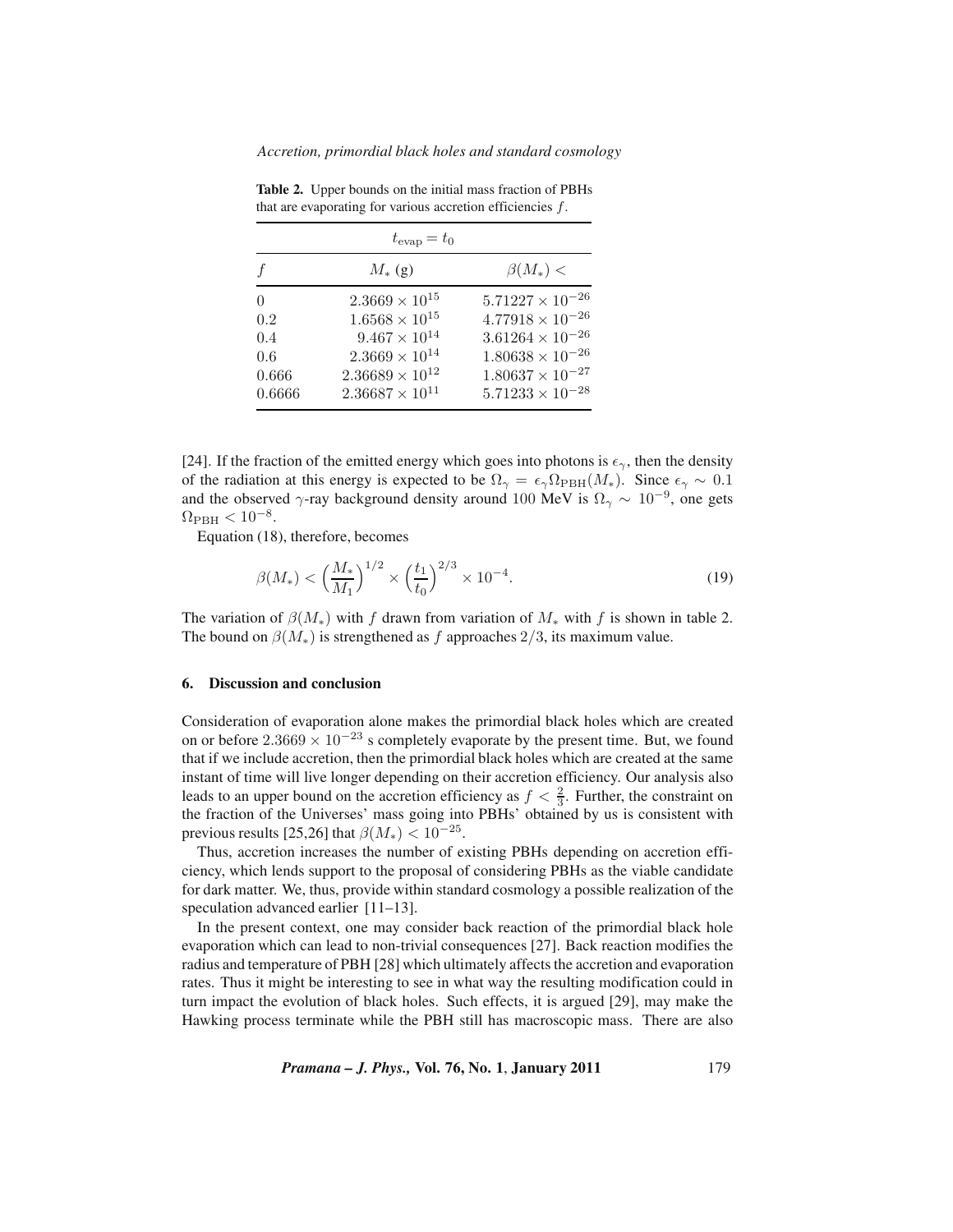**Table 2.** Upper bounds on the initial mass fraction of PBHs that are evaporating for various accretion efficiencies $f$.

| $t_{\rm evap} = t_0$ | | |
|---|---|---|
| $f$ | $M_*$ (g) | $\beta(M_*) <$ |
| 0 | $2.3669 \times 10^{15}$ | $5.71227 \times 10^{-26}$ |
| 0.2 | $1.6568 \times 10^{15}$ | $4.77918 \times 10^{-26}$ |
| 0.4 | $9.467 \times 10^{14}$ | $3.61264 \times 10^{-26}$ |
| 0.6 | $2.3669 \times 10^{14}$ | $1.80638 \times 10^{-26}$ |
| 0.666 | $2.36689 \times 10^{12}$ | $1.80637 \times 10^{-27}$ |
| 0.6666 | $2.36687 \times 10^{11}$ | $5.71233 \times 10^{-28}$ |

[24]. If the fraction of the emitted energy which goes into photons is $\epsilon_\gamma$, then the density of the radiation at this energy is expected to be $\Omega_\gamma = \epsilon_\gamma \Omega_{\rm PBH}(M_*)$. Since $\epsilon_\gamma \sim 0.1$ and the observed $\gamma$-ray background density around 100 MeV is $\Omega_\gamma \sim 10^{-9}$, one gets $\Omega_{\rm PBH} < 10^{-8}$.

Equation (18), therefore, becomes

$$\beta(M_*) < \left(\frac{M_*}{M_1}\right)^{1/2} \times \left(\frac{t_1}{t_0}\right)^{2/3} \times 10^{-4}. \tag{19}$$

The variation of $\beta(M_*)$ with $f$ drawn from variation of $M_*$ with $f$ is shown in table 2. The bound on $\beta(M_*)$ is strengthened as $f$ approaches $2/3$, its maximum value.

## 6. Discussion and conclusion

Consideration of evaporation alone makes the primordial black holes which are created on or before $2.3669 \times 10^{-23}$ s completely evaporate by the present time. But, we found that if we include accretion, then the primordial black holes which are created at the same instant of time will live longer depending on their accretion efficiency. Our analysis also leads to an upper bound on the accretion efficiency as $f < \frac{2}{3}$. Further, the constraint on the fraction of the Universes' mass going into PBHs' obtained by us is consistent with previous results [25,26] that $\beta(M_*) < 10^{-25}$.

Thus, accretion increases the number of existing PBHs depending on accretion efficiency, which lends support to the proposal of considering PBHs as the viable candidate for dark matter. We, thus, provide within standard cosmology a possible realization of the speculation advanced earlier [11–13].

In the present context, one may consider back reaction of the primordial black hole evaporation which can lead to non-trivial consequences [27]. Back reaction modifies the radius and temperature of PBH [28] which ultimately affects the accretion and evaporation rates. Thus it might be interesting to see in what way the resulting modification could in turn impact the evolution of black holes. Such effects, it is argued [29], may make the Hawking process terminate while the PBH still has macroscopic mass. There are also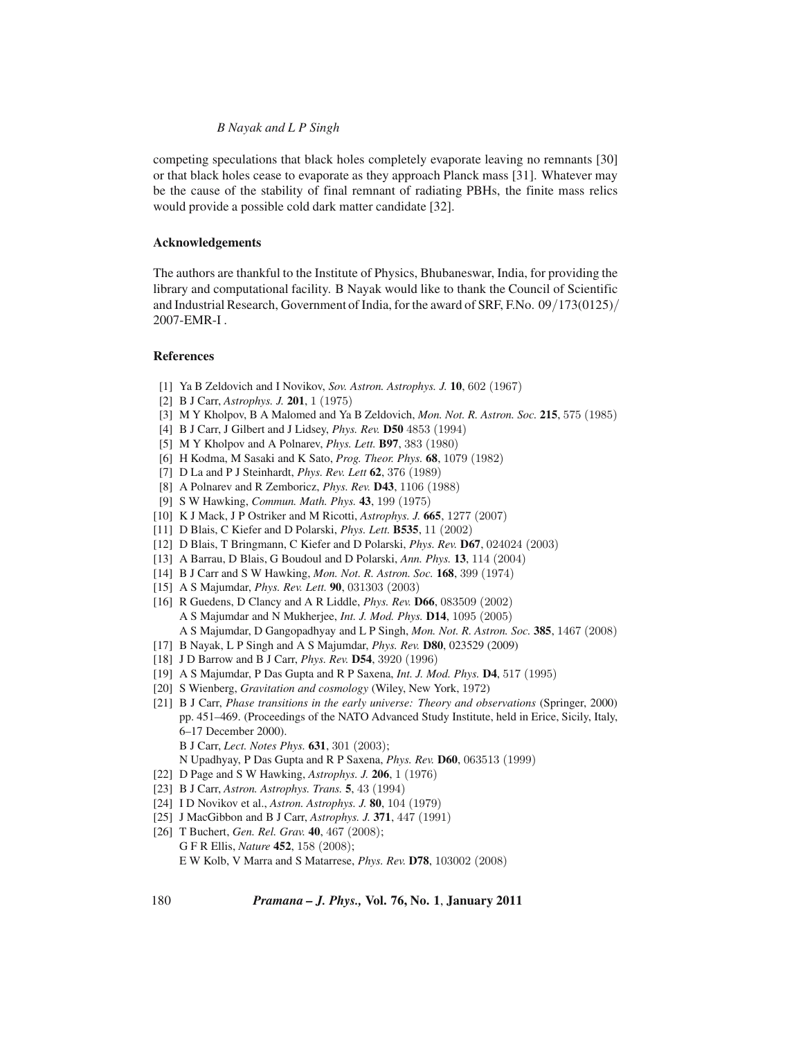competing speculations that black holes completely evaporate leaving no remnants [30] or that black holes cease to evaporate as they approach Planck mass [31]. Whatever may be the cause of the stability of final remnant of radiating PBHs, the finite mass relics would provide a possible cold dark matter candidate [32].

### Acknowledgements

The authors are thankful to the Institute of Physics, Bhubaneswar, India, for providing the library and computational facility. B Nayak would like to thank the Council of Scientific and Industrial Research, Government of India, for the award of SRF, F.No. 09/173(0125)/2007-EMR-I .

### References

[1] Ya B Zeldovich and I Novikov, *Sov. Astron. Astrophys. J.* **10**, 602 (1967)
[2] B J Carr, *Astrophys. J.* **201**, 1 (1975)
[3] M Y Kholpov, B A Malomed and Ya B Zeldovich, *Mon. Not. R. Astron. Soc.* **215**, 575 (1985)
[4] B J Carr, J Gilbert and J Lidsey, *Phys. Rev.* **D50** 4853 (1994)
[5] M Y Kholpov and A Polnarev, *Phys. Lett.* **B97**, 383 (1980)
[6] H Kodma, M Sasaki and K Sato, *Prog. Theor. Phys.* **68**, 1079 (1982)
[7] D La and P J Steinhardt, *Phys. Rev. Lett* **62**, 376 (1989)
[8] A Polnarev and R Zemboricz, *Phys. Rev.* **D43**, 1106 (1988)
[9] S W Hawking, *Commun. Math. Phys.* **43**, 199 (1975)
[10] K J Mack, J P Ostriker and M Ricotti, *Astrophys. J.* **665**, 1277 (2007)
[11] D Blais, C Kiefer and D Polarski, *Phys. Lett.* **B535**, 11 (2002)
[12] D Blais, T Bringmann, C Kiefer and D Polarski, *Phys. Rev.* **D67**, 024024 (2003)
[13] A Barrau, D Blais, G Boudoul and D Polarski, *Ann. Phys.* **13**, 114 (2004)
[14] B J Carr and S W Hawking, *Mon. Not. R. Astron. Soc.* **168**, 399 (1974)
[15] A S Majumdar, *Phys. Rev. Lett.* **90**, 031303 (2003)
[16] R Guedens, D Clancy and A R Liddle, *Phys. Rev.* **D66**, 083509 (2002)
A S Majumdar and N Mukherjee, *Int. J. Mod. Phys.* **D14**, 1095 (2005)
A S Majumdar, D Gangopadhyay and L P Singh, *Mon. Not. R. Astron. Soc.* **385**, 1467 (2008)
[17] B Nayak, L P Singh and A S Majumdar, *Phys. Rev.* **D80**, 023529 (2009)
[18] J D Barrow and B J Carr, *Phys. Rev.* **D54**, 3920 (1996)
[19] A S Majumdar, P Das Gupta and R P Saxena, *Int. J. Mod. Phys.* **D4**, 517 (1995)
[20] S Wienberg, *Gravitation and cosmology* (Wiley, New York, 1972)
[21] B J Carr, *Phase transitions in the early universe: Theory and observations* (Springer, 2000) pp. 451–469. (Proceedings of the NATO Advanced Study Institute, held in Erice, Sicily, Italy, 6–17 December 2000).
B J Carr, *Lect. Notes Phys.* **631**, 301 (2003);
N Upadhyay, P Das Gupta and R P Saxena, *Phys. Rev.* **D60**, 063513 (1999)
[22] D Page and S W Hawking, *Astrophys. J.* **206**, 1 (1976)
[23] B J Carr, *Astron. Astrophys. Trans.* **5**, 43 (1994)
[24] I D Novikov et al., *Astron. Astrophys. J.* **80**, 104 (1979)
[25] J MacGibbon and B J Carr, *Astrophys. J.* **371**, 447 (1991)
[26] T Buchert, *Gen. Rel. Grav.* **40**, 467 (2008);
G F R Ellis, *Nature* **452**, 158 (2008);
E W Kolb, V Marra and S Matarrese, *Phys. Rev.* **D78**, 103002 (2008)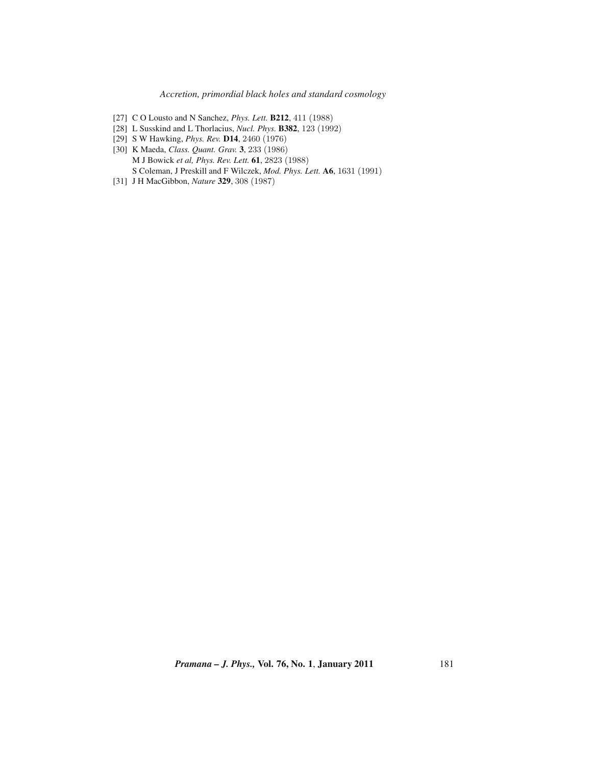[27] C O Lousto and N Sanchez, *Phys. Lett.* **B212**, 411 (1988)
[28] L Susskind and L Thorlacius, *Nucl. Phys.* **B382**, 123 (1992)
[29] S W Hawking, *Phys. Rev.* **D14**, 2460 (1976)
[30] K Maeda, *Class. Quant. Grav.* **3**, 233 (1986)
M J Bowick *et al, Phys. Rev. Lett.* **61**, 2823 (1988)
S Coleman, J Preskill and F Wilczek, *Mod. Phys. Lett.* **A6**, 1631 (1991)
[31] J H MacGibbon, *Nature* **329**, 308 (1987)